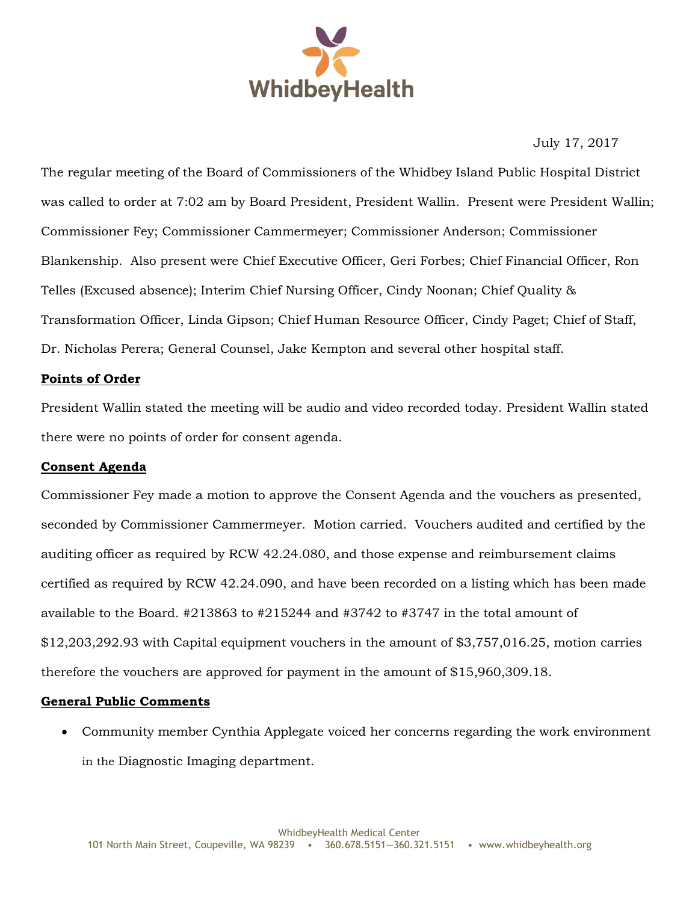WhidbeyHealth

July 17, 2017

The regular meeting of the Board of Commissioners of the Whidbey Island Public Hospital District was called to order at 7:02 am by Board President, President Wallin. Present were President Wallin; Commissioner Fey; Commissioner Cammermeyer; Commissioner Anderson; Commissioner Blankenship. Also present were Chief Executive Officer, Geri Forbes; Chief Financial Officer, Ron Telles (Excused absence); Interim Chief Nursing Officer, Cindy Noonan; Chief Quality & Transformation Officer, Linda Gipson; Chief Human Resource Officer, Cindy Paget; Chief of Staff, Dr. Nicholas Perera; General Counsel, Jake Kempton and several other hospital staff.

**Points of Order**

President Wallin stated the meeting will be audio and video recorded today. President Wallin stated there were no points of order for consent agenda.

**Consent Agenda**

Commissioner Fey made a motion to approve the Consent Agenda and the vouchers as presented, seconded by Commissioner Cammermeyer. Motion carried. Vouchers audited and certified by the auditing officer as required by RCW 42.24.080, and those expense and reimbursement claims certified as required by RCW 42.24.090, and have been recorded on a listing which has been made available to the Board. #213863 to #215244 and #3742 to #3747 in the total amount of $12,203,292.93 with Capital equipment vouchers in the amount of $3,757,016.25, motion carries therefore the vouchers are approved for payment in the amount of $15,960,309.18.

**General Public Comments**

- Community member Cynthia Applegate voiced her concerns regarding the work environment in the Diagnostic Imaging department.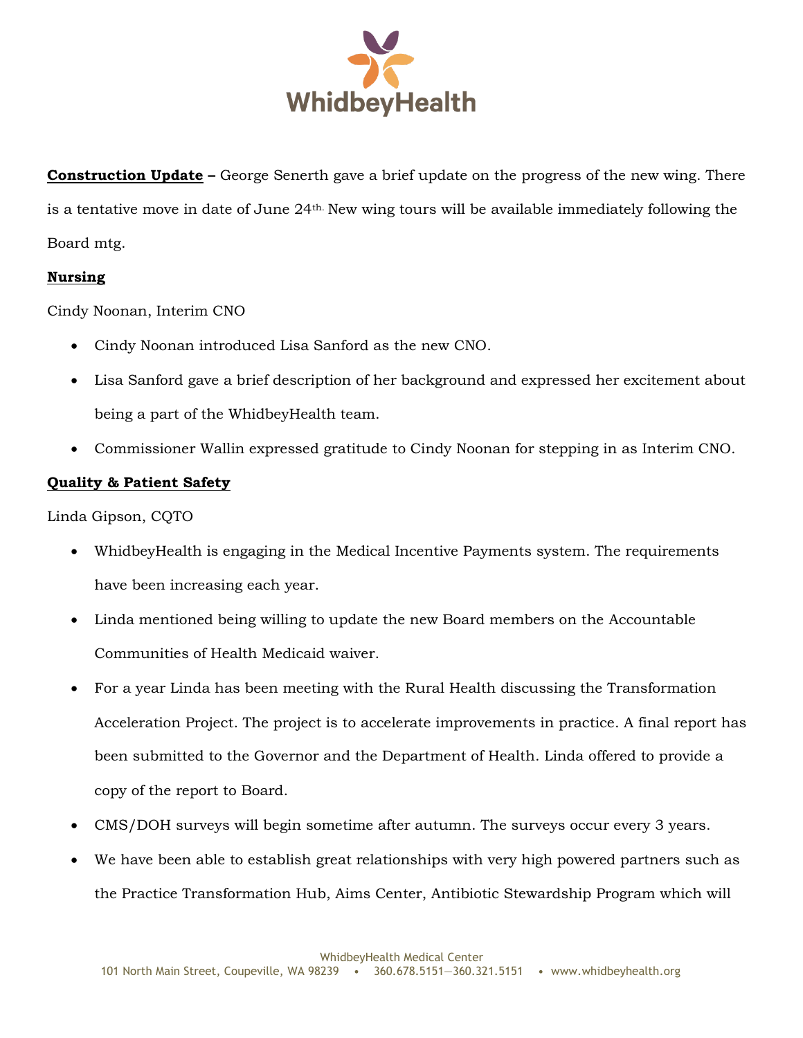**Construction Update –** George Senerth gave a brief update on the progress of the new wing. There is a tentative move in date of June 24th. New wing tours will be available immediately following the Board mtg.

**Nursing**

Cindy Noonan, Interim CNO

- Cindy Noonan introduced Lisa Sanford as the new CNO.
- Lisa Sanford gave a brief description of her background and expressed her excitement about being a part of the WhidbeyHealth team.
- Commissioner Wallin expressed gratitude to Cindy Noonan for stepping in as Interim CNO.

**Quality & Patient Safety**

Linda Gipson, CQTO

- WhidbeyHealth is engaging in the Medical Incentive Payments system. The requirements have been increasing each year.
- Linda mentioned being willing to update the new Board members on the Accountable Communities of Health Medicaid waiver.
- For a year Linda has been meeting with the Rural Health discussing the Transformation Acceleration Project. The project is to accelerate improvements in practice. A final report has been submitted to the Governor and the Department of Health. Linda offered to provide a copy of the report to Board.
- CMS/DOH surveys will begin sometime after autumn. The surveys occur every 3 years.
- We have been able to establish great relationships with very high powered partners such as the Practice Transformation Hub, Aims Center, Antibiotic Stewardship Program which will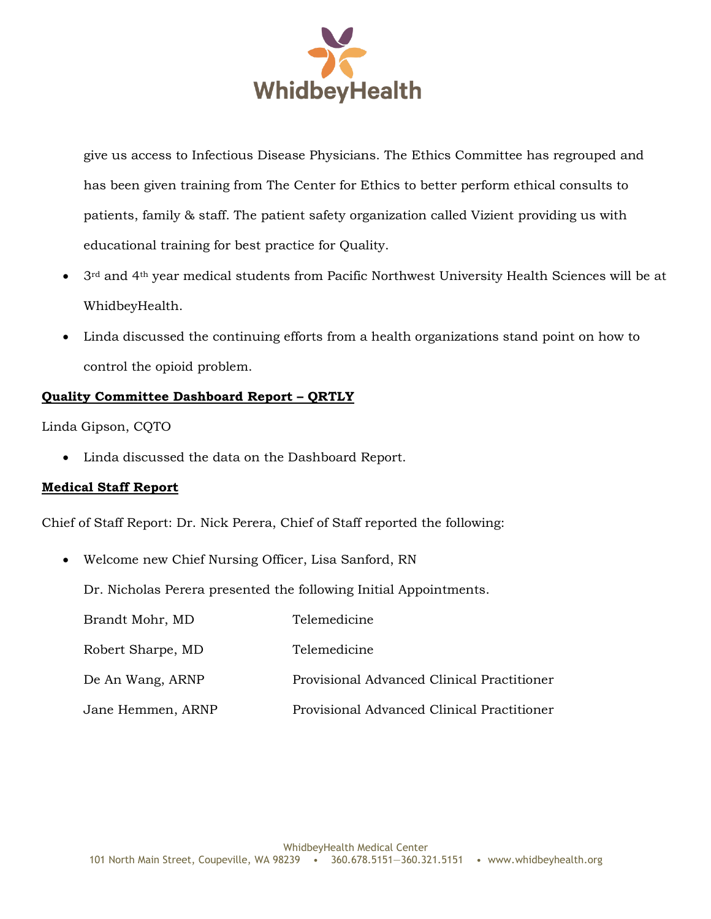give us access to Infectious Disease Physicians. The Ethics Committee has regrouped and has been given training from The Center for Ethics to better perform ethical consults to patients, family & staff. The patient safety organization called Vizient providing us with educational training for best practice for Quality.

- 3rd and 4th year medical students from Pacific Northwest University Health Sciences will be at WhidbeyHealth.
- Linda discussed the continuing efforts from a health organizations stand point on how to control the opioid problem.

**Quality Committee Dashboard Report – QRTLY**

Linda Gipson, CQTO

- Linda discussed the data on the Dashboard Report.

**Medical Staff Report**

Chief of Staff Report: Dr. Nick Perera, Chief of Staff reported the following:

- Welcome new Chief Nursing Officer, Lisa Sanford, RN

Dr. Nicholas Perera presented the following Initial Appointments.

| | |
|---|---|
| Brandt Mohr, MD | Telemedicine |
| Robert Sharpe, MD | Telemedicine |
| De An Wang, ARNP | Provisional Advanced Clinical Practitioner |
| Jane Hemmen, ARNP | Provisional Advanced Clinical Practitioner |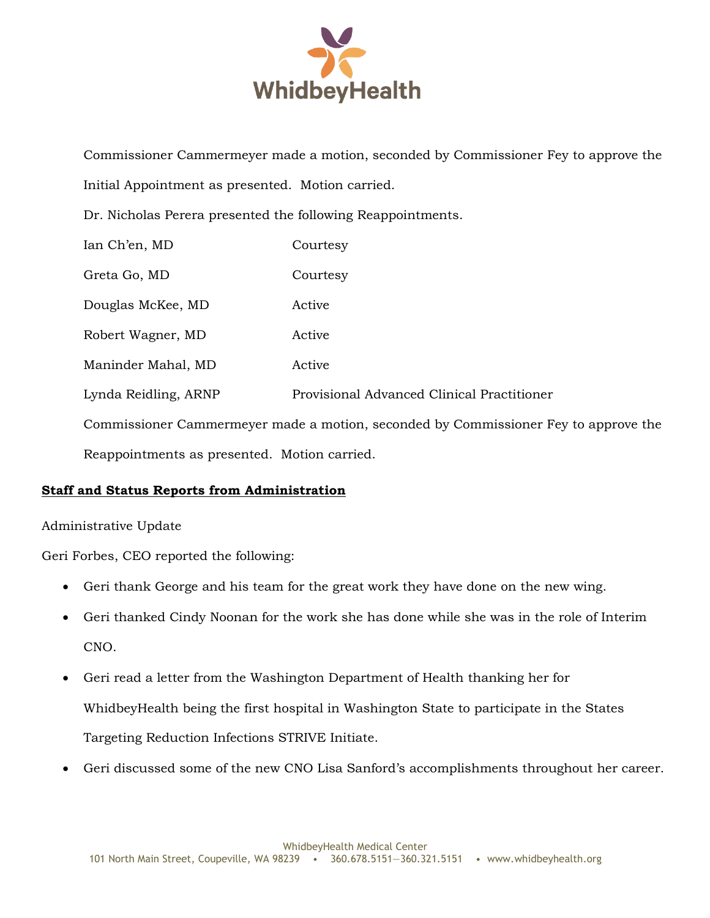Commissioner Cammermeyer made a motion, seconded by Commissioner Fey to approve the Initial Appointment as presented. Motion carried.

Dr. Nicholas Perera presented the following Reappointments.

| | |
|---|---|
| Ian Ch'en, MD | Courtesy |
| Greta Go, MD | Courtesy |
| Douglas McKee, MD | Active |
| Robert Wagner, MD | Active |
| Maninder Mahal, MD | Active |
| Lynda Reidling, ARNP | Provisional Advanced Clinical Practitioner |

Commissioner Cammermeyer made a motion, seconded by Commissioner Fey to approve the Reappointments as presented. Motion carried.

**Staff and Status Reports from Administration**

Administrative Update

Geri Forbes, CEO reported the following:

- Geri thank George and his team for the great work they have done on the new wing.
- Geri thanked Cindy Noonan for the work she has done while she was in the role of Interim CNO.
- Geri read a letter from the Washington Department of Health thanking her for WhidbeyHealth being the first hospital in Washington State to participate in the States Targeting Reduction Infections STRIVE Initiate.
- Geri discussed some of the new CNO Lisa Sanford's accomplishments throughout her career.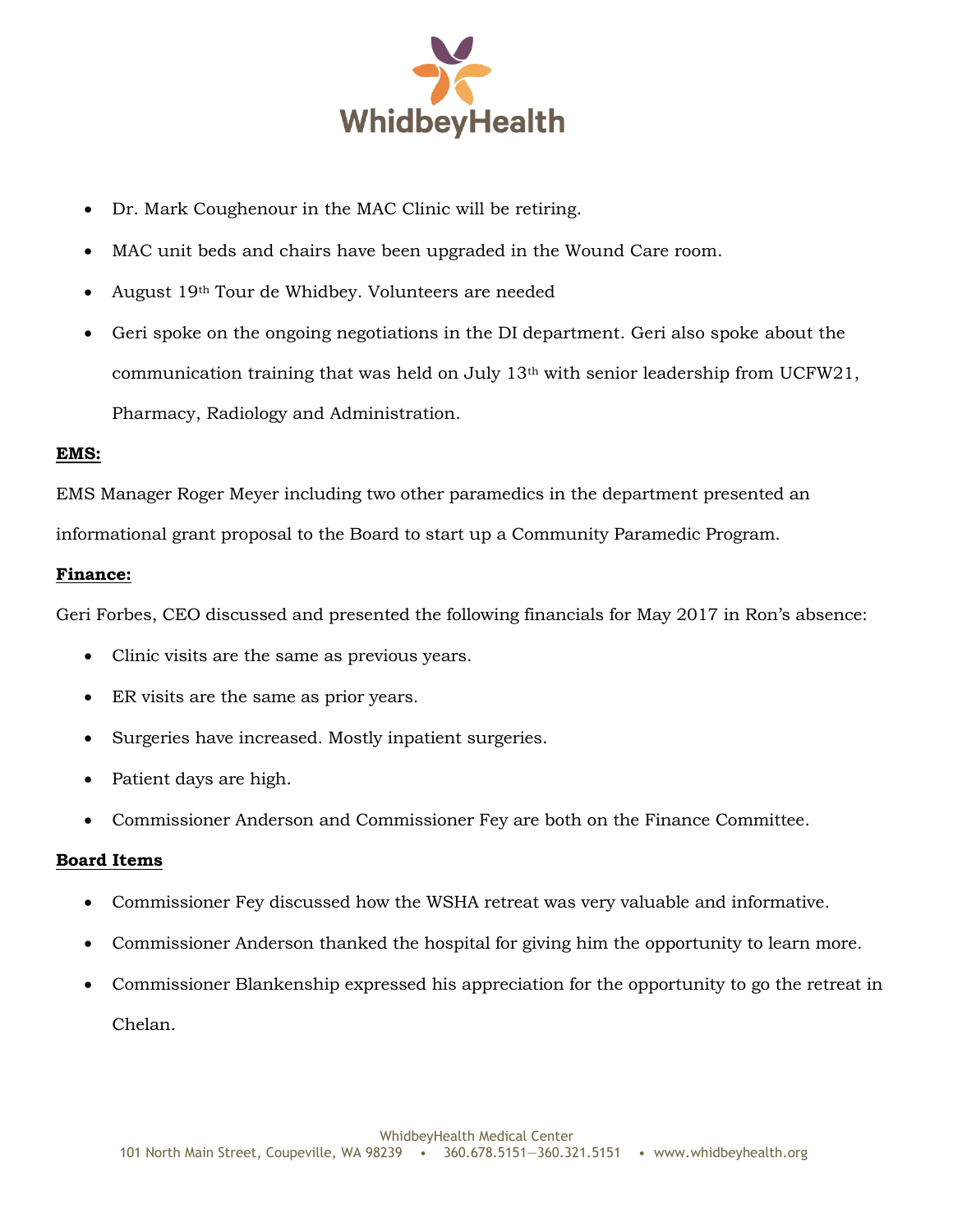- Dr. Mark Coughenour in the MAC Clinic will be retiring.
- MAC unit beds and chairs have been upgraded in the Wound Care room.
- August 19th Tour de Whidbey. Volunteers are needed
- Geri spoke on the ongoing negotiations in the DI department. Geri also spoke about the communication training that was held on July 13th with senior leadership from UCFW21, Pharmacy, Radiology and Administration.

**EMS:**

EMS Manager Roger Meyer including two other paramedics in the department presented an informational grant proposal to the Board to start up a Community Paramedic Program.

**Finance:**

Geri Forbes, CEO discussed and presented the following financials for May 2017 in Ron's absence:

- Clinic visits are the same as previous years.
- ER visits are the same as prior years.
- Surgeries have increased. Mostly inpatient surgeries.
- Patient days are high.
- Commissioner Anderson and Commissioner Fey are both on the Finance Committee.

**Board Items**

- Commissioner Fey discussed how the WSHA retreat was very valuable and informative.
- Commissioner Anderson thanked the hospital for giving him the opportunity to learn more.
- Commissioner Blankenship expressed his appreciation for the opportunity to go the retreat in Chelan.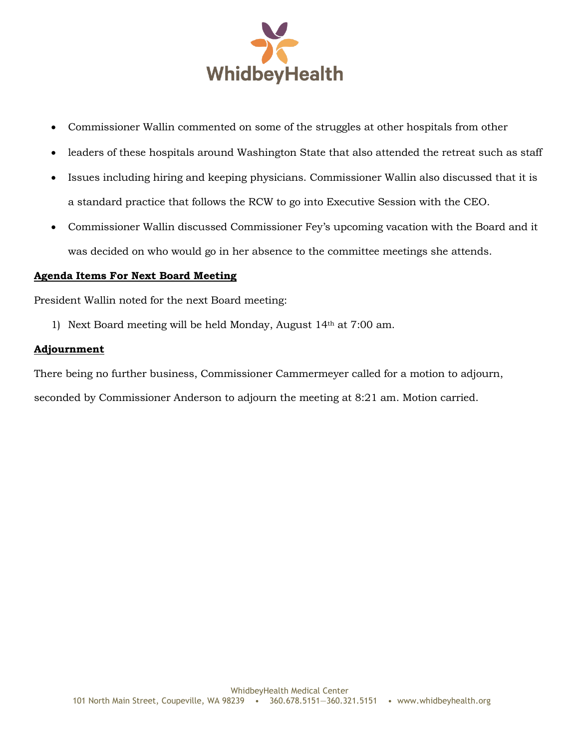- Commissioner Wallin commented on some of the struggles at other hospitals from other
- leaders of these hospitals around Washington State that also attended the retreat such as staff
- Issues including hiring and keeping physicians. Commissioner Wallin also discussed that it is a standard practice that follows the RCW to go into Executive Session with the CEO.
- Commissioner Wallin discussed Commissioner Fey's upcoming vacation with the Board and it was decided on who would go in her absence to the committee meetings she attends.

**Agenda Items For Next Board Meeting**

President Wallin noted for the next Board meeting:

1) Next Board meeting will be held Monday, August 14th at 7:00 am.

**Adjournment**

There being no further business, Commissioner Cammermeyer called for a motion to adjourn, seconded by Commissioner Anderson to adjourn the meeting at 8:21 am. Motion carried.